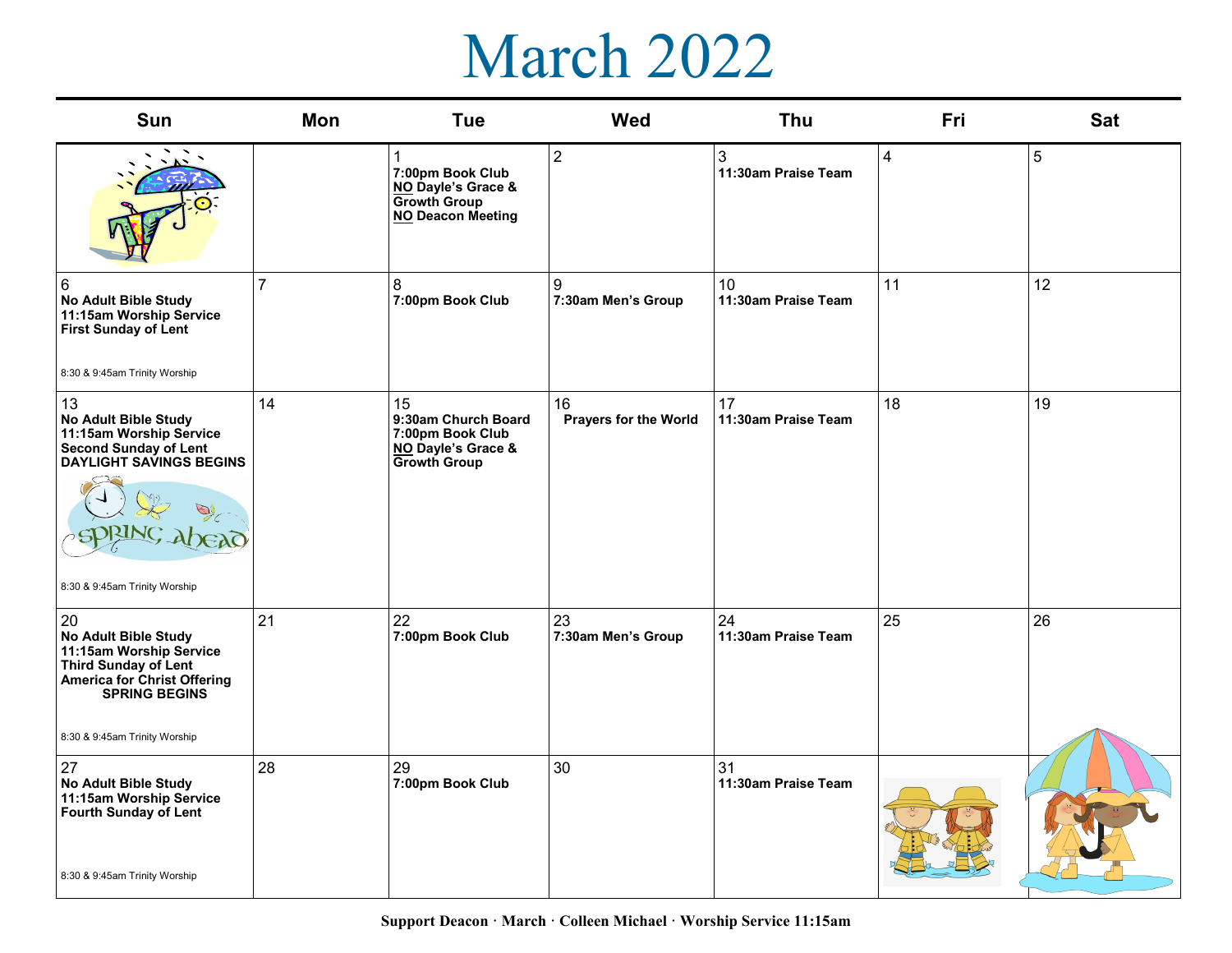# March 2022

| Sun | Mon | Tue | Wed | Thu | Fri | Sat |
|---|---|---|---|---|---|---|
| | | 1<br>**7:00pm Book Club**<br>**NO Dayle's Grace & Growth Group**<br>**NO Deacon Meeting** | 2 | 3<br>**11:30am Praise Team** | 4 | 5 |
| 6<br>**No Adult Bible Study**<br>**11:15am Worship Service**<br>**First Sunday of Lent**<br>8:30 & 9:45am Trinity Worship | 7 | 8<br>**7:00pm Book Club** | 9<br>**7:30am Men's Group** | 10<br>**11:30am Praise Team** | 11 | 12 |
| 13<br>**No Adult Bible Study**<br>**11:15am Worship Service**<br>**Second Sunday of Lent**<br>**DAYLIGHT SAVINGS BEGINS**<br>8:30 & 9:45am Trinity Worship | 14 | 15<br>**9:30am Church Board**<br>**7:00pm Book Club**<br>**NO Dayle's Grace & Growth Group** | 16<br>**Prayers for the World** | 17<br>**11:30am Praise Team** | 18 | 19 |
| 20<br>**No Adult Bible Study**<br>**11:15am Worship Service**<br>**Third Sunday of Lent**<br>**America for Christ Offering**<br>**SPRING BEGINS**<br>8:30 & 9:45am Trinity Worship | 21 | 22<br>**7:00pm Book Club** | 23<br>**7:30am Men's Group** | 24<br>**11:30am Praise Team** | 25 | 26 |
| 27<br>**No Adult Bible Study**<br>**11:15am Worship Service**<br>**Fourth Sunday of Lent**<br>8:30 & 9:45am Trinity Worship | 28 | 29<br>**7:00pm Book Club** | 30 | 31<br>**11:30am Praise Team** | | |

**Support Deacon · March · Colleen Michael · Worship Service 11:15am**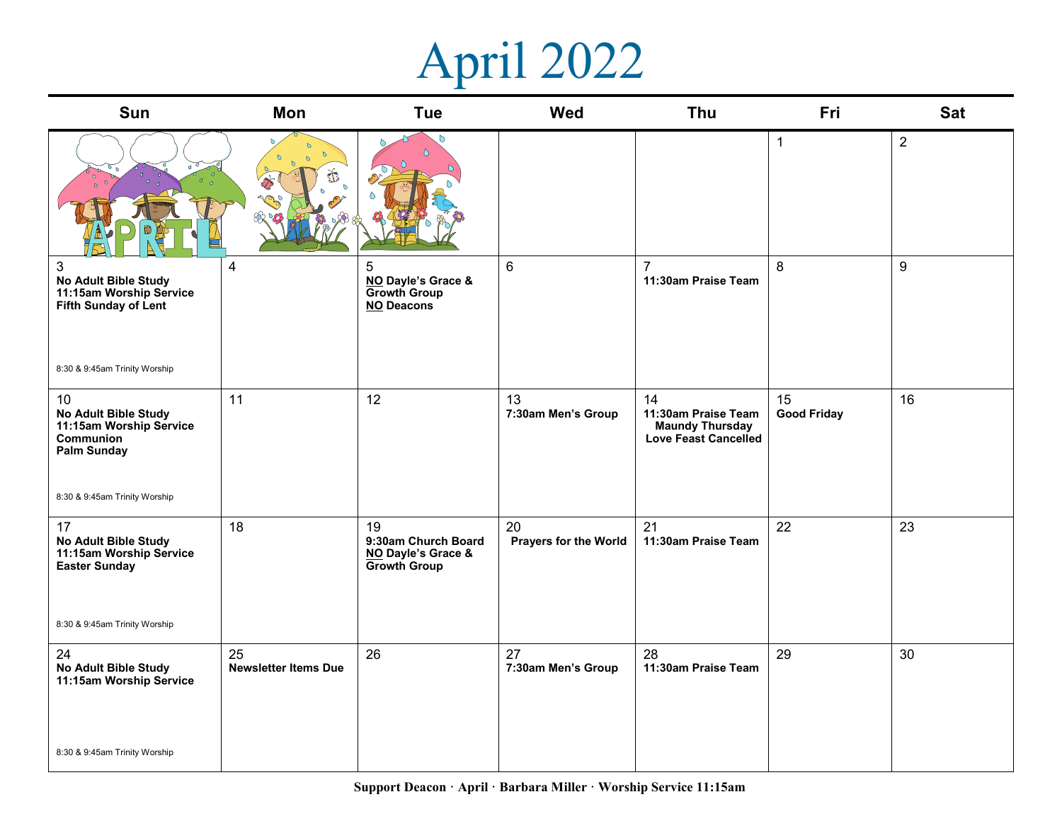# April 2022

| Sun | Mon | Tue | Wed | Thu | Fri | Sat |
|---|---|---|---|---|---|---|
| | | | | | 1 | 2 |
| 3<br>**No Adult Bible Study**<br>**11:15am Worship Service**<br>**Fifth Sunday of Lent**<br><br>8:30 & 9:45am Trinity Worship | 4 | 5<br>**NO Dayle's Grace & Growth Group**<br>**NO Deacons** | 6 | 7<br>**11:30am Praise Team** | 8 | 9 |
| 10<br>**No Adult Bible Study**<br>**11:15am Worship Service**<br>**Communion**<br>**Palm Sunday**<br><br>8:30 & 9:45am Trinity Worship | 11 | 12 | 13<br>**7:30am Men's Group** | 14<br>**11:30am Praise Team**<br>**Maundy Thursday**<br>**Love Feast Cancelled** | 15<br>**Good Friday** | 16 |
| 17<br>**No Adult Bible Study**<br>**11:15am Worship Service**<br>**Easter Sunday**<br><br>8:30 & 9:45am Trinity Worship | 18 | 19<br>**9:30am Church Board**<br>**NO Dayle's Grace & Growth Group** | 20<br>**Prayers for the World** | 21<br>**11:30am Praise Team** | 22 | 23 |
| 24<br>**No Adult Bible Study**<br>**11:15am Worship Service**<br><br>8:30 & 9:45am Trinity Worship | 25<br>**Newsletter Items Due** | 26 | 27<br>**7:30am Men's Group** | 28<br>**11:30am Praise Team** | 29 | 30 |

**Support Deacon · April · Barbara Miller · Worship Service 11:15am**